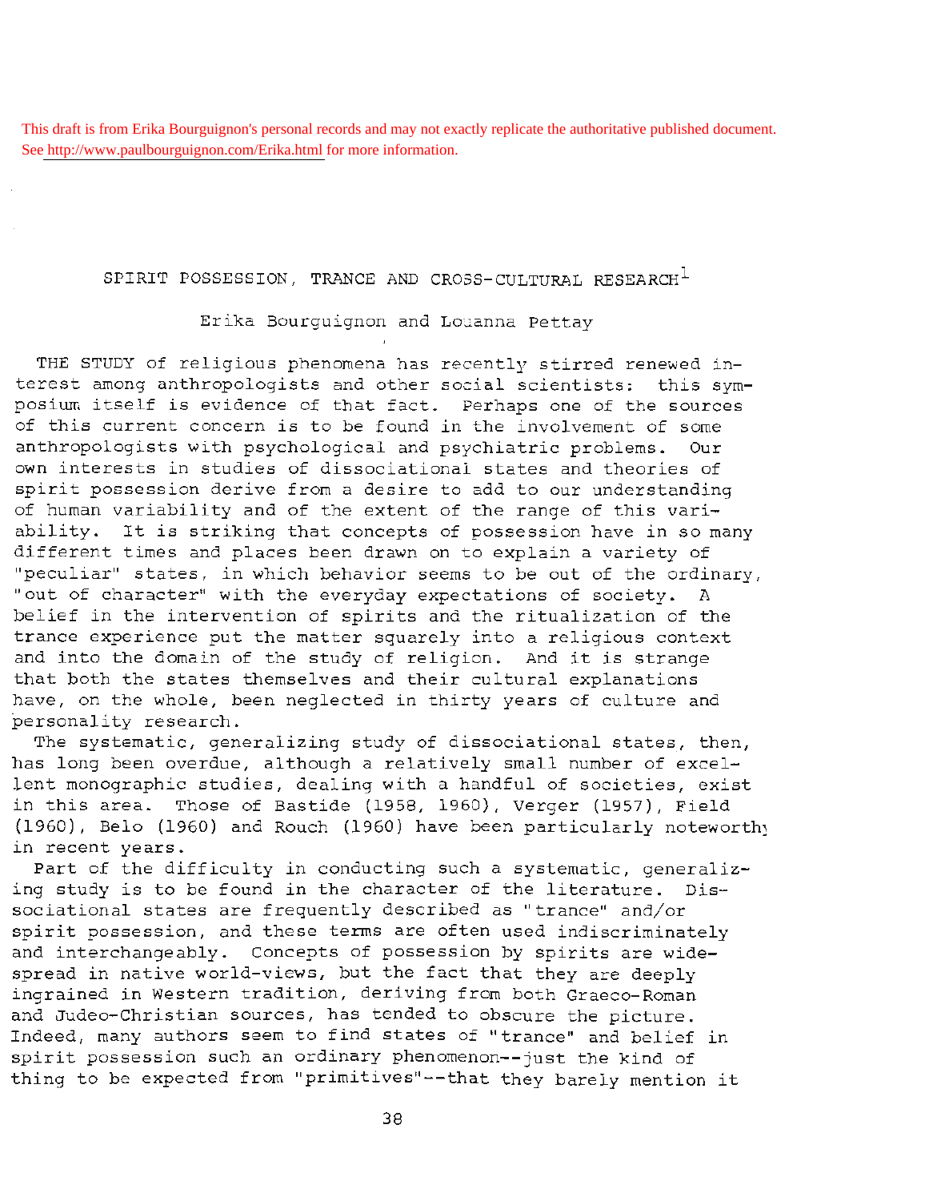This draft is from Erika Bourguignon's personal records and may not exactly replicate the authoritative published document. See http://www.paulbourguignon.com/Erika.html for more information.

# SPIRIT POSSESSION, TRANCE AND CROSS-CULTURAL RESEARCH[1]

Erika Bourguignon and Louanna Pettay

THE STUDY of religious phenomena has recently stirred renewed interest among anthropologists and other social scientists: this symposium itself is evidence of that fact. Perhaps one of the sources of this current concern is to be found in the involvement of some anthropologists with psychological and psychiatric problems. Our own interests in studies of dissociational states and theories of spirit possession derive from a desire to add to our understanding of human variability and of the extent of the range of this variability. It is striking that concepts of possession have in so many different times and places been drawn on to explain a variety of "peculiar" states, in which behavior seems to be out of the ordinary, "out of character" with the everyday expectations of society. A belief in the intervention of spirits and the ritualization of the trance experience put the matter squarely into a religious context and into the domain of the study of religion. And it is strange that both the states themselves and their cultural explanations have, on the whole, been neglected in thirty years of culture and personality research.

The systematic, generalizing study of dissociational states, then, has long been overdue, although a relatively small number of excellent monographic studies, dealing with a handful of societies, exist in this area. Those of Bastide (1958, 1960), Verger (1957), Field (1960), Belo (1960) and Rouch (1960) have been particularly noteworthy in recent years.

Part of the difficulty in conducting such a systematic, generalizing study is to be found in the character of the literature. Dissociational states are frequently described as "trance" and/or spirit possession, and these terms are often used indiscriminately and interchangeably. Concepts of possession by spirits are widespread in native world-views, but the fact that they are deeply ingrained in Western tradition, deriving from both Graeco-Roman and Judeo-Christian sources, has tended to obscure the picture. Indeed, many authors seem to find states of "trance" and belief in spirit possession such an ordinary phenomenon--just the kind of thing to be expected from "primitives"--that they barely mention it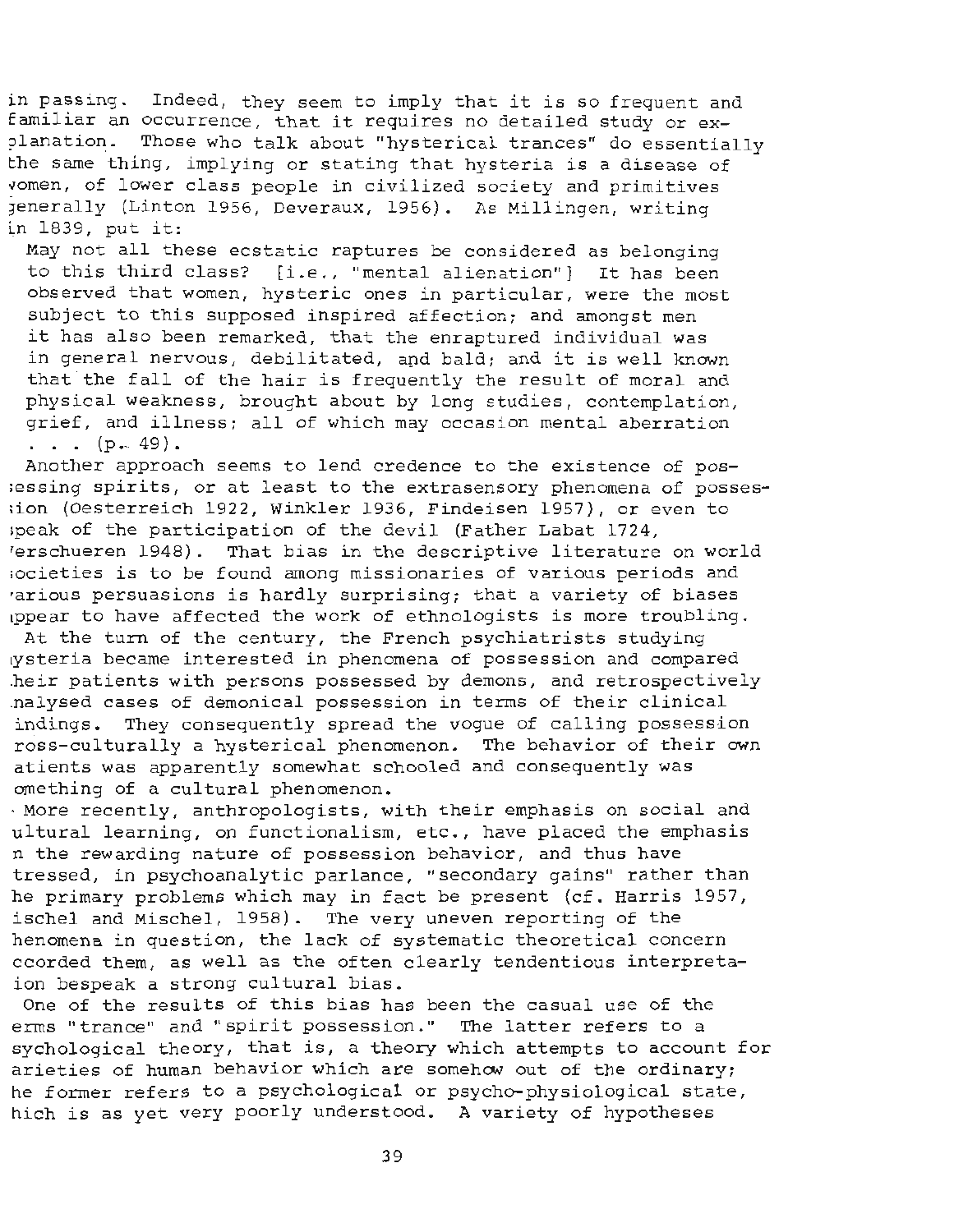in passing. Indeed, they seem to imply that it is so frequent and familiar an occurrence, that it requires no detailed study or explanation. Those who talk about "hysterical trances" do essentially the same thing, implying or stating that hysteria is a disease of women, of lower class people in civilized society and primitives generally (Linton 1956, Deveraux, 1956). As Millingen, writing in 1839, put it:

> May not all these ecstatic raptures be considered as belonging to this third class? [i.e., "mental alienation"] It has been observed that women, hysteric ones in particular, were the most subject to this supposed inspired affection; and amongst men it has also been remarked, that the enraptured individual was in general nervous, debilitated, and bald; and it is well known that the fall of the hair is frequently the result of moral and physical weakness, brought about by long studies, contemplation, grief, and illness; all of which may occasion mental aberration . . . (p. 49).

Another approach seems to lend credence to the existence of possessing spirits, or at least to the extrasensory phenomena of possession (Oesterreich 1922, Winkler 1936, Findeisen 1957), or even to speak of the participation of the devil (Father Labat 1724, Verschueren 1948). That bias in the descriptive literature on world societies is to be found among missionaries of various periods and various persuasions is hardly surprising; that a variety of biases appear to have affected the work of ethnologists is more troubling.

At the turn of the century, the French psychiatrists studying hysteria became interested in phenomena of possession and compared their patients with persons possessed by demons, and retrospectively analysed cases of demonical possession in terms of their clinical findings. They consequently spread the vogue of calling possession cross-culturally a hysterical phenomenon. The behavior of their own patients was apparently somewhat schooled and consequently was something of a cultural phenomenon.

More recently, anthropologists, with their emphasis on social and cultural learning, on functionalism, etc., have placed the emphasis on the rewarding nature of possession behavior, and thus have stressed, in psychoanalytic parlance, "secondary gains" rather than the primary problems which may in fact be present (cf. Harris 1957, Mischel and Mischel, 1958). The very uneven reporting of the phenomena in question, the lack of systematic theoretical concern accorded them, as well as the often clearly tendentious interpretation bespeak a strong cultural bias.

One of the results of this bias has been the casual use of the terms "trance" and "spirit possession." The latter refers to a psychological theory, that is, a theory which attempts to account for varieties of human behavior which are somehow out of the ordinary; the former refers to a psychological or psycho-physiological state, which is as yet very poorly understood. A variety of hypotheses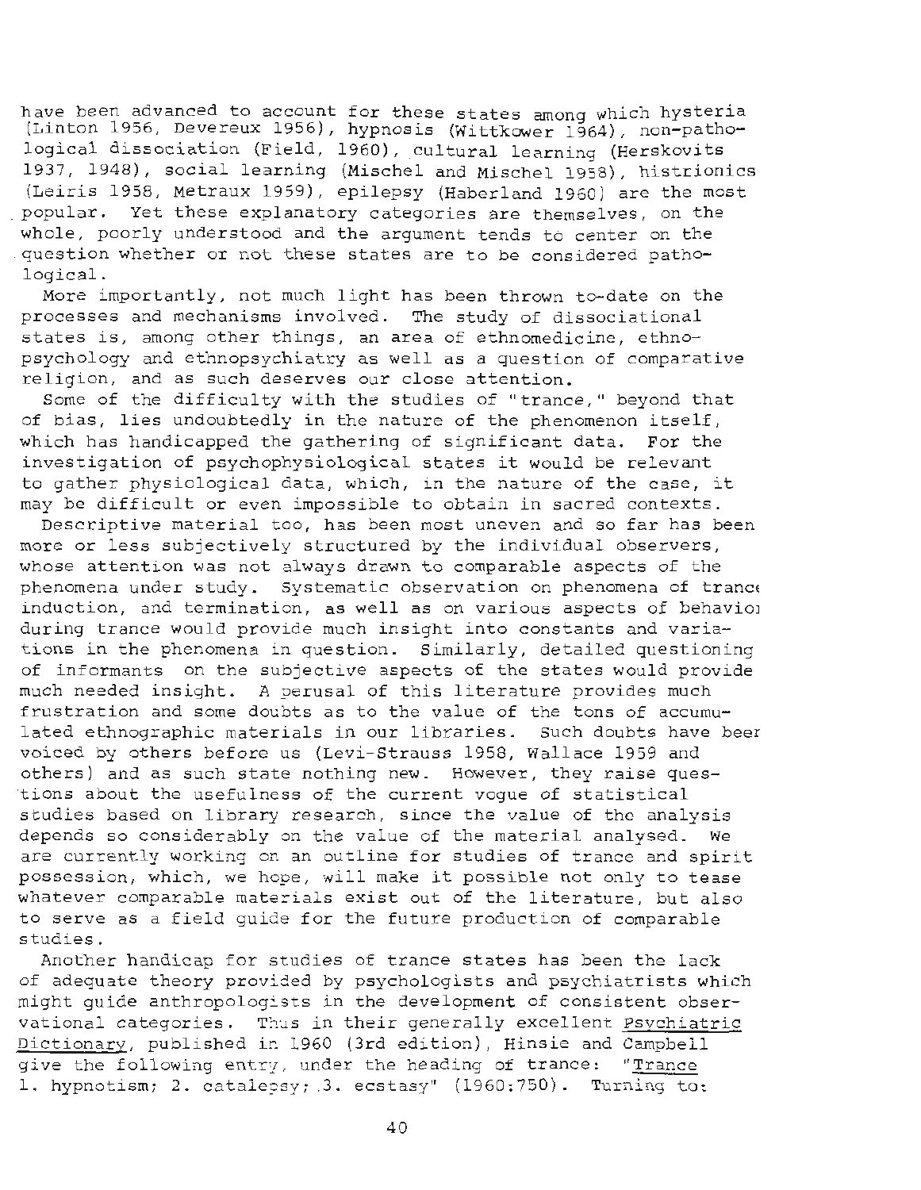have been advanced to account for these states among which hysteria (Linton 1956, Devereux 1956), hypnosis (Wittkower 1964), non-pathological dissociation (Field, 1960), cultural learning (Herskovits 1937, 1948), social learning (Mischel and Mischel 1958), histrionics (Leiris 1958, Metraux 1959), epilepsy (Haberland 1960) are the most popular. Yet these explanatory categories are themselves, on the whole, poorly understood and the argument tends to center on the question whether or not these states are to be considered pathological.

More importantly, not much light has been thrown to-date on the processes and mechanisms involved. The study of dissociational states is, among other things, an area of ethnomedicine, ethnopsychology and ethnopsychiatry as well as a question of comparative religion, and as such deserves our close attention.

Some of the difficulty with the studies of "trance," beyond that of bias, lies undoubtedly in the nature of the phenomenon itself, which has handicapped the gathering of significant data. For the investigation of psychophysiological states it would be relevant to gather physiological data, which, in the nature of the case, it may be difficult or even impossible to obtain in sacred contexts.

Descriptive material too, has been most uneven and so far has been more or less subjectively structured by the individual observers, whose attention was not always drawn to comparable aspects of the phenomena under study. Systematic observation on phenomena of trance induction, and termination, as well as on various aspects of behavior during trance would provide much insight into constants and variations in the phenomena in question. Similarly, detailed questioning of informants on the subjective aspects of the states would provide much needed insight. A perusal of this literature provides much frustration and some doubts as to the value of the tons of accumulated ethnographic materials in our libraries. Such doubts have been voiced by others before us (Levi-Strauss 1958, Wallace 1959 and others) and as such state nothing new. However, they raise questions about the usefulness of the current vogue of statistical studies based on library research, since the value of the analysis depends so considerably on the value of the material analysed. We are currently working on an outline for studies of trance and spirit possession, which, we hope, will make it possible not only to tease whatever comparable materials exist out of the literature, but also to serve as a field guide for the future production of comparable studies.

Another handicap for studies of trance states has been the lack of adequate theory provided by psychologists and psychiatrists which might guide anthropologists in the development of consistent observational categories. Thus in their generally excellent Psychiatric Dictionary, published in 1960 (3rd edition), Hinsie and Campbell give the following entry, under the heading of trance: "Trance 1. hypnotism; 2. catalepsy; 3. ecstasy" (1960:750). Turning to: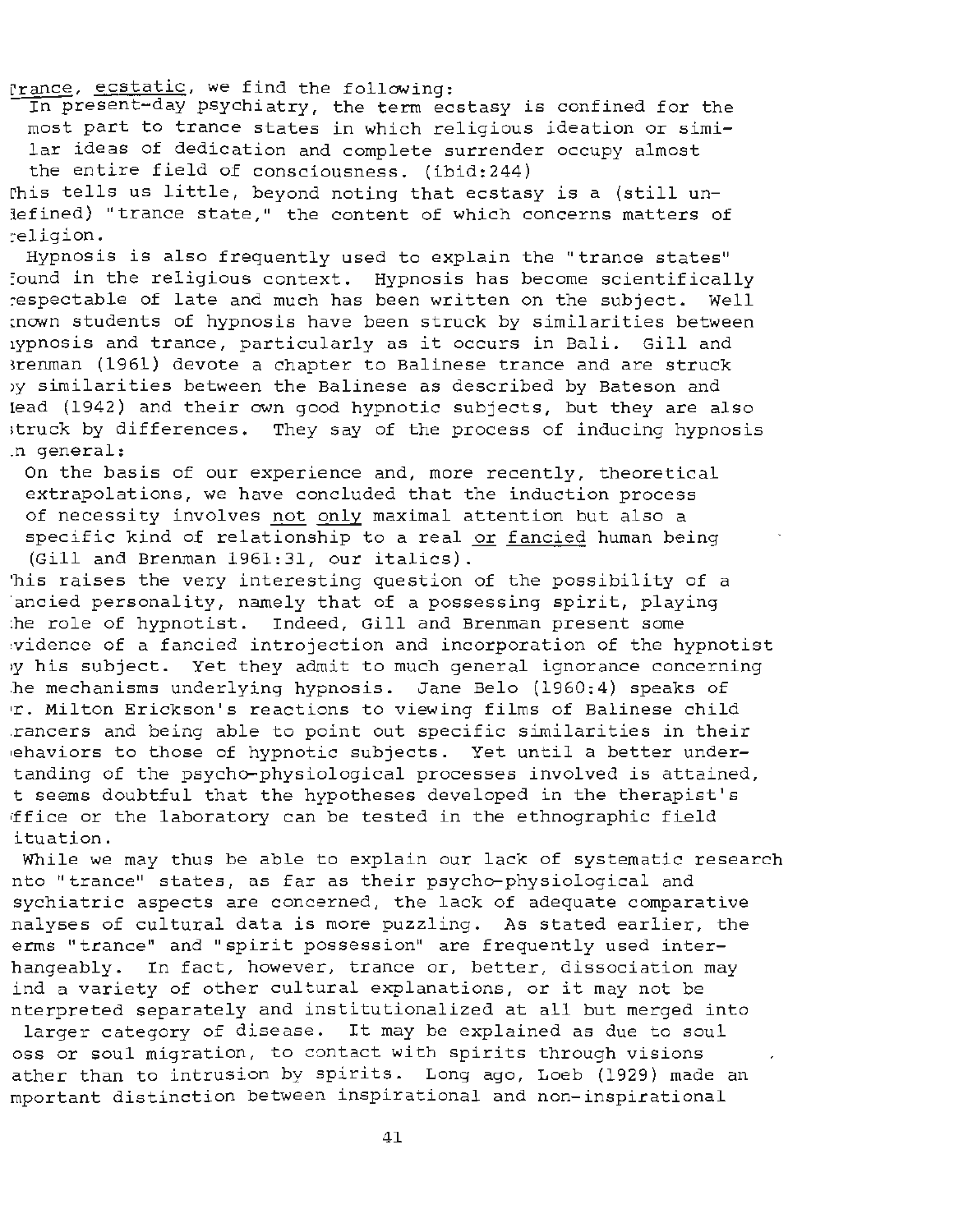trance, ecstatic, we find the following:

> In present-day psychiatry, the term ecstasy is confined for the most part to trance states in which religious ideation or similar ideas of dedication and complete surrender occupy almost the entire field of consciousness. (ibid:244)

This tells us little, beyond noting that ecstasy is a (still undefined) "trance state," the content of which concerns matters of religion.

Hypnosis is also frequently used to explain the "trance states" found in the religious context. Hypnosis has become scientifically respectable of late and much has been written on the subject. Well known students of hypnosis have been struck by similarities between hypnosis and trance, particularly as it occurs in Bali. Gill and Brenman (1961) devote a chapter to Balinese trance and are struck by similarities between the Balinese as described by Bateson and Mead (1942) and their own good hypnotic subjects, but they are also struck by differences. They say of the process of inducing hypnosis in general:

> On the basis of our experience and, more recently, theoretical extrapolations, we have concluded that the induction process of necessity involves _not only_ maximal attention but also a specific kind of relationship to a real _or fancied_ human being (Gill and Brenman 1961:31, our italics).

This raises the very interesting question of the possibility of a fancied personality, namely that of a possessing spirit, playing the role of hypnotist. Indeed, Gill and Brenman present some evidence of a fancied introjection and incorporation of the hypnotist by his subject. Yet they admit to much general ignorance concerning the mechanisms underlying hypnosis. Jane Belo (1960:4) speaks of Dr. Milton Erickson's reactions to viewing films of Balinese child trancers and being able to point out specific similarities in their behaviors to those of hypnotic subjects. Yet until a better understanding of the psycho-physiological processes involved is attained, it seems doubtful that the hypotheses developed in the therapist's office or the laboratory can be tested in the ethnographic field situation.

While we may thus be able to explain our lack of systematic research into "trance" states, as far as their psycho-physiological and psychiatric aspects are concerned, the lack of adequate comparative analyses of cultural data is more puzzling. As stated earlier, the terms "trance" and "spirit possession" are frequently used interchangeably. In fact, however, trance or, better, dissociation may find a variety of other cultural explanations, or it may not be interpreted separately and institutionalized at all but merged into a larger category of disease. It may be explained as due to soul loss or soul migration, to contact with spirits through visions rather than to intrusion by spirits. Long ago, Loeb (1929) made an important distinction between inspirational and non-inspirational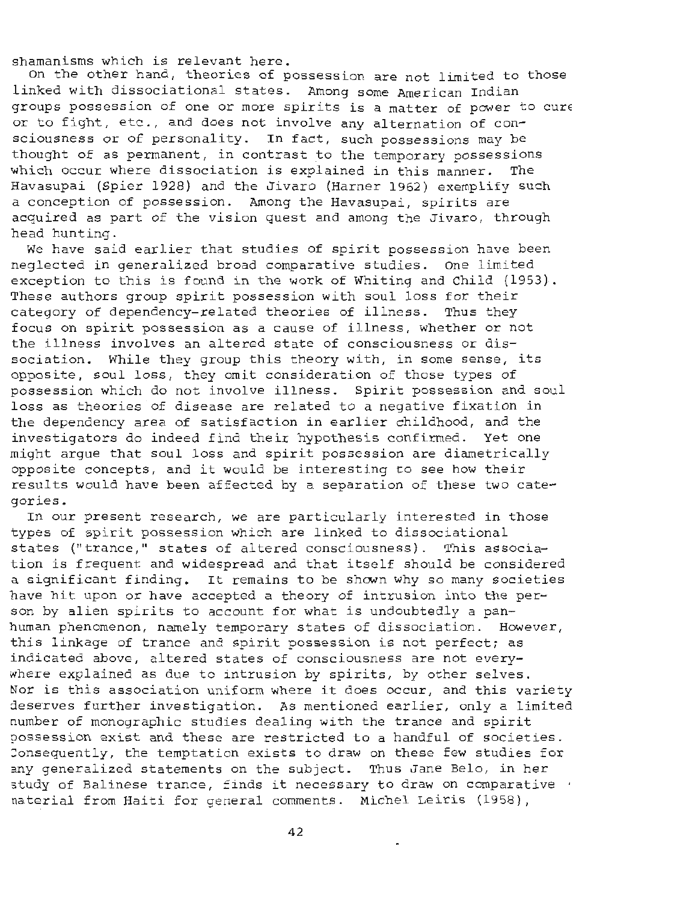shamanisms which is relevant here.

On the other hand, theories of possession are not limited to those linked with dissociational states. Among some American Indian groups possession of one or more spirits is a matter of power to cure or to fight, etc., and does not involve any alternation of consciousness or of personality. In fact, such possessions may be thought of as permanent, in contrast to the temporary possessions which occur where dissociation is explained in this manner. The Havasupai (Spier 1928) and the Jivaro (Harner 1962) exemplify such a conception of possession. Among the Havasupai, spirits are acquired as part of the vision quest and among the Jivaro, through head hunting.

We have said earlier that studies of spirit possession have been neglected in generalized broad comparative studies. One limited exception to this is found in the work of Whiting and Child (1953). These authors group spirit possession with soul loss for their category of dependency-related theories of illness. Thus they focus on spirit possession as a cause of illness, whether or not the illness involves an altered state of consciousness or dissociation. While they group this theory with, in some sense, its opposite, soul loss, they omit consideration of those types of possession which do not involve illness. Spirit possession and soul loss as theories of disease are related to a negative fixation in the dependency area of satisfaction in earlier childhood, and the investigators do indeed find their hypothesis confirmed. Yet one might argue that soul loss and spirit possession are diametrically opposite concepts, and it would be interesting to see how their results would have been affected by a separation of these two categories.

In our present research, we are particularly interested in those types of spirit possession which are linked to dissociational states ("trance," states of altered consciousness). This association is frequent and widespread and that itself should be considered a significant finding. It remains to be shown why so many societies have hit upon or have accepted a theory of intrusion into the person by alien spirits to account for what is undoubtedly a panhuman phenomenon, namely temporary states of dissociation. However, this linkage of trance and spirit possession is not perfect; as indicated above, altered states of consciousness are not everywhere explained as due to intrusion by spirits, by other selves. Nor is this association uniform where it does occur, and this variety deserves further investigation. As mentioned earlier, only a limited number of monographic studies dealing with the trance and spirit possession exist and these are restricted to a handful of societies. Consequently, the temptation exists to draw on these few studies for any generalized statements on the subject. Thus Jane Belo, in her study of Balinese trance, finds it necessary to draw on comparative material from Haiti for general comments. Michel Leiris (1958),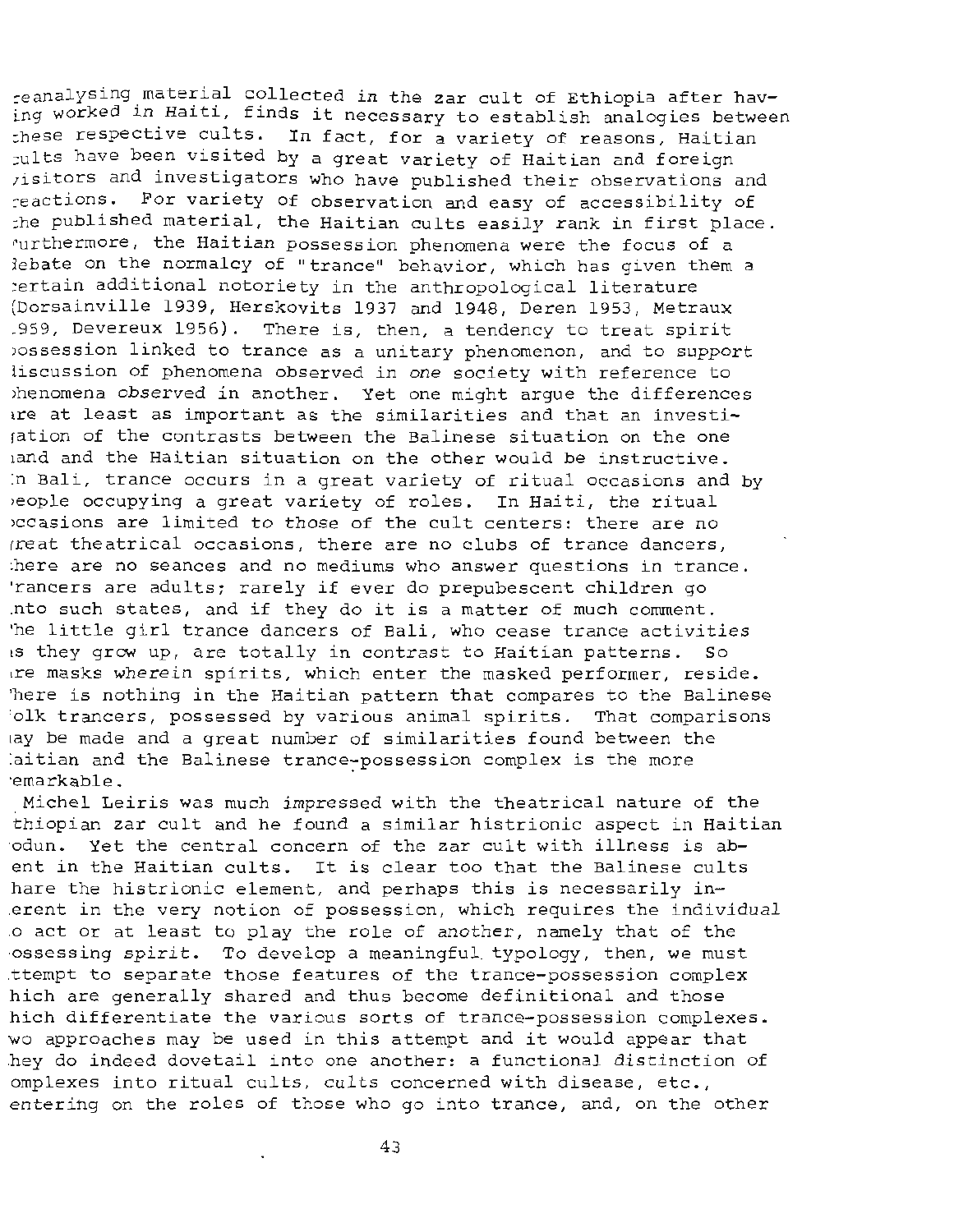reanalysing material collected in the zar cult of Ethiopia after having worked in Haiti, finds it necessary to establish analogies between these respective cults. In fact, for a variety of reasons, Haitian cults have been visited by a great variety of Haitian and foreign visitors and investigators who have published their observations and reactions. For variety of observation and easy of accessibility of the published material, the Haitian cults easily rank in first place. Furthermore, the Haitian possession phenomena were the focus of a debate on the normalcy of "trance" behavior, which has given them a certain additional notoriety in the anthropological literature (Dorsainville 1939, Herskovits 1937 and 1948, Deren 1953, Metraux 1959, Devereux 1956). There is, then, a tendency to treat spirit possession linked to trance as a unitary phenomenon, and to support discussion of phenomena observed in *one* society with reference to phenomena observed in another. Yet one might argue the differences are at least as important as the similarities and that an investigation of the contrasts between the Balinese situation on the one hand and the Haitian situation on the other would be instructive. In Bali, trance occurs in a great variety of ritual occasions and by people occupying a great variety of roles. In Haiti, the ritual occasions are limited to those of the cult centers: there are no great theatrical occasions, there are no clubs of trance dancers, there are no seances and no mediums who answer questions in trance. Trancers are adults; rarely if ever do prepubescent children go into such states, and if they do it is a matter of much comment. The little girl trance dancers of Bali, who cease trance activities as they grow up, are totally in contrast to Haitian patterns. So are masks wherein spirits, which enter the masked performer, reside. There is nothing in the Haitian pattern that compares to the Balinese folk trancers, possessed by various animal spirits. That comparisons may be made and a great number of similarities found between the Haitian and the Balinese trance-possession complex is the more remarkable.

Michel Leiris was much impressed with the theatrical nature of the Ethiopian zar cult and he found a similar histrionic aspect in Haitian vodun. Yet the central concern of the zar cult with illness is absent in the Haitian cults. It is clear too that the Balinese cults share the histrionic element, and perhaps this is necessarily inherent in the very notion of possession, which requires the individual to act or at least to play the role of another, namely that of the possessing spirit. To develop a meaningful typology, then, we must attempt to separate those features of the trance-possession complex which are generally shared and thus become definitional and those which differentiate the various sorts of trance-possession complexes. Two approaches may be used in this attempt and it would appear that they do indeed dovetail into one another: a functional distinction of complexes into ritual cults, cults concerned with disease, etc., centering on the roles of those who go into trance, and, on the other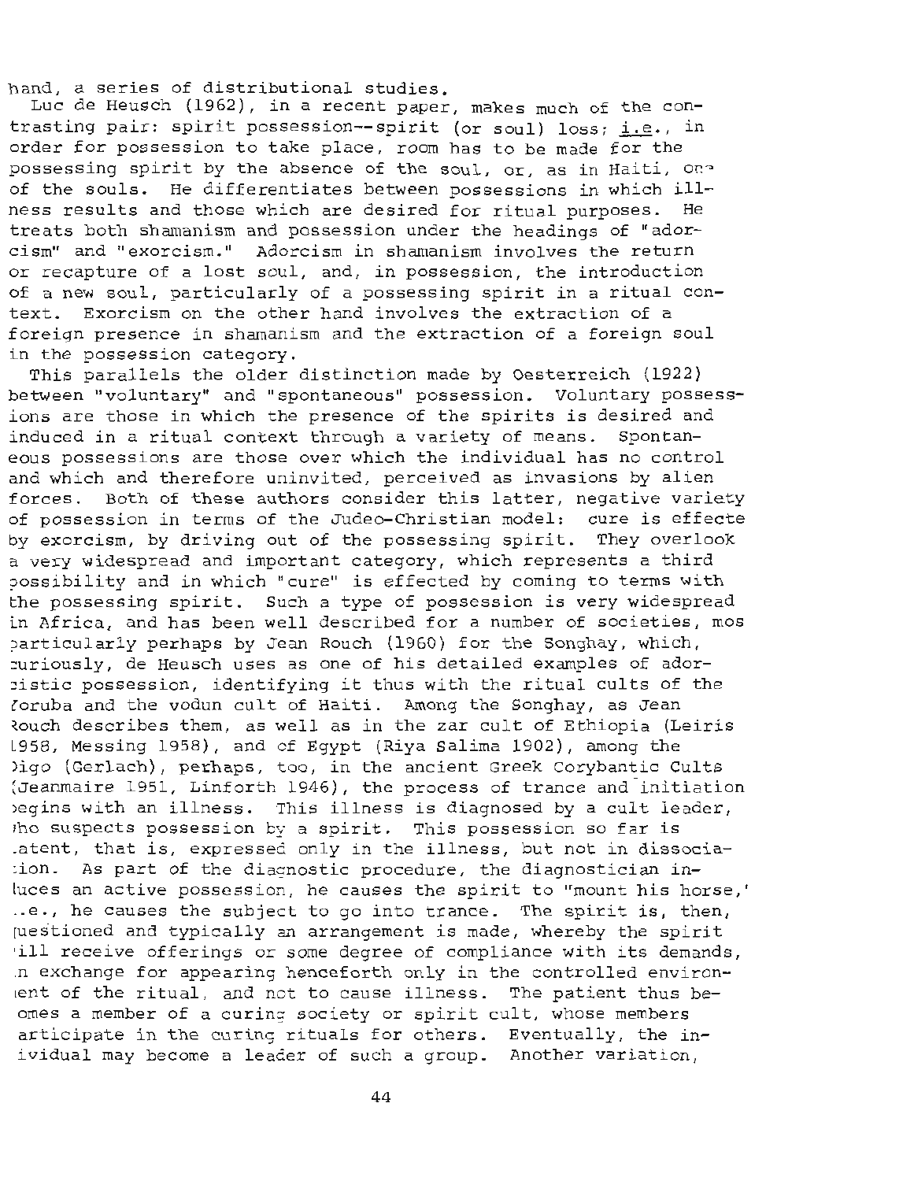hand, a series of distributional studies.

Luc de Heusch (1962), in a recent paper, makes much of the contrasting pair: spirit possession--spirit (or soul) loss; i.e., in order for possession to take place, room has to be made for the possessing spirit by the absence of the soul, or, as in Haiti, one of the souls. He differentiates between possessions in which illness results and those which are desired for ritual purposes. He treats both shamanism and possession under the headings of "adorcism" and "exorcism." Adorcism in shamanism involves the return or recapture of a lost soul, and, in possession, the introduction of a new soul, particularly of a possessing spirit in a ritual context. Exorcism on the other hand involves the extraction of a foreign presence in shamanism and the extraction of a foreign soul in the possession category.

This parallels the older distinction made by Oesterreich (1922) between "voluntary" and "spontaneous" possession. Voluntary possessions are those in which the presence of the spirits is desired and induced in a ritual context through a variety of means. Spontaneous possessions are those over which the individual has no control and which and therefore uninvited, perceived as invasions by alien forces. Both of these authors consider this latter, negative variety of possession in terms of the Judeo-Christian model: cure is effected by exorcism, by driving out of the possessing spirit. They overlook a very widespread and important category, which represents a third possibility and in which "cure" is effected by coming to terms with the possessing spirit. Such a type of possession is very widespread in Africa, and has been well described for a number of societies, most particularly perhaps by Jean Rouch (1960) for the Songhay, which, curiously, de Heusch uses as one of his detailed examples of adorcistic possession, identifying it thus with the ritual cults of the Yoruba and the vodun cult of Haiti. Among the Songhay, as Jean Rouch describes them, as well as in the zar cult of Ethiopia (Leiris 1958, Messing 1958), and of Egypt (Riya Salima 1902), among the Digo (Gerlach), perhaps, too, in the ancient Greek Corybantic Cults (Jeanmaire 1951, Linforth 1946), the process of trance and initiation begins with an illness. This illness is diagnosed by a cult leader, who suspects possession by a spirit. This possession so far is latent, that is, expressed only in the illness, but not in dissociation. As part of the diagnostic procedure, the diagnostician induces an active possession, he causes the spirit to "mount his horse," i.e., he causes the subject to go into trance. The spirit is, then, questioned and typically an arrangement is made, whereby the spirit will receive offerings or some degree of compliance with its demands, in exchange for appearing henceforth only in the controlled environment of the ritual, and not to cause illness. The patient thus becomes a member of a curing society or spirit cult, whose members participate in the curing rituals for others. Eventually, the individual may become a leader of such a group. Another variation,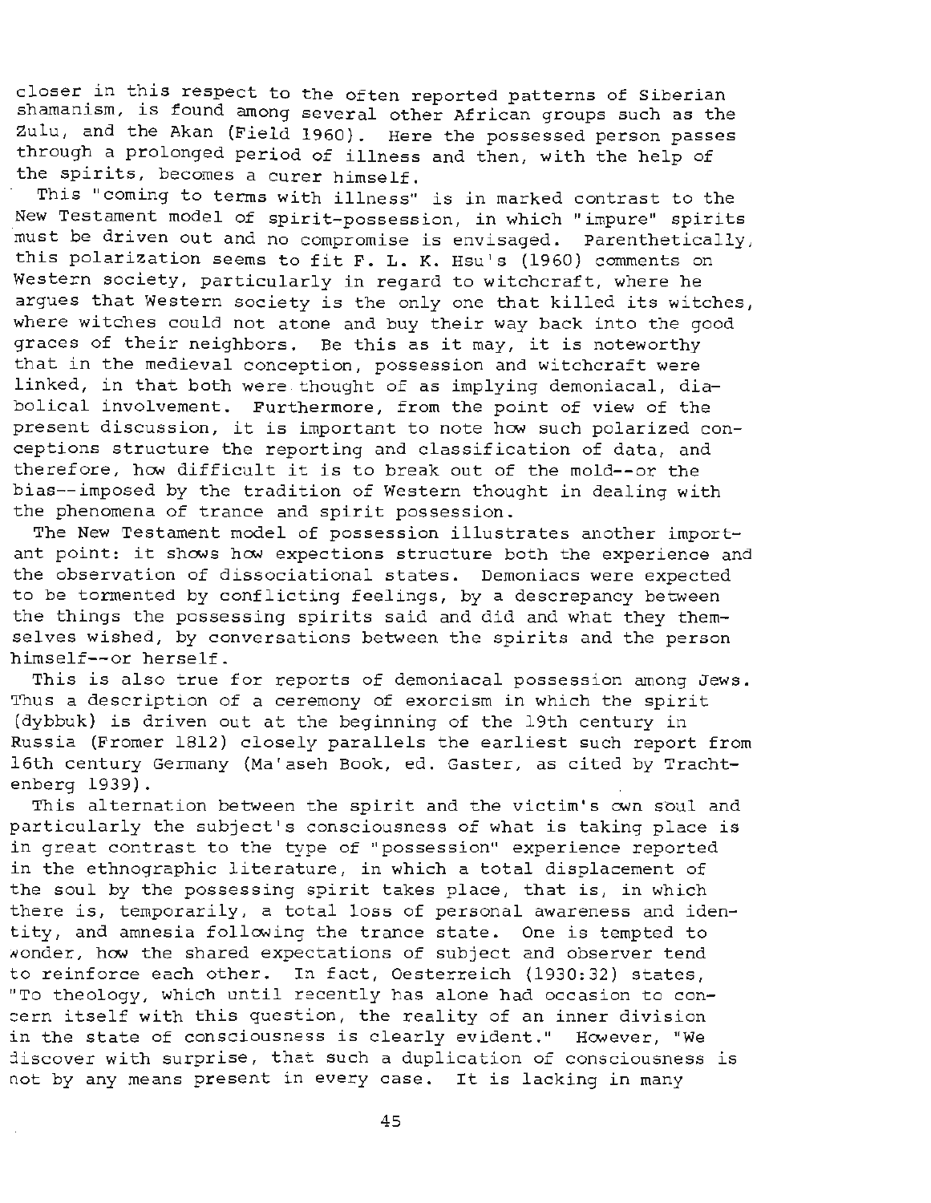closer in this respect to the often reported patterns of Siberian shamanism, is found among several other African groups such as the Zulu, and the Akan (Field 1960). Here the possessed person passes through a prolonged period of illness and then, with the help of the spirits, becomes a curer himself.

This "coming to terms with illness" is in marked contrast to the New Testament model of spirit-possession, in which "impure" spirits must be driven out and no compromise is envisaged. Parenthetically, this polarization seems to fit F. L. K. Hsu's (1960) comments on Western society, particularly in regard to witchcraft, where he argues that Western society is the only one that killed its witches, where witches could not atone and buy their way back into the good graces of their neighbors. Be this as it may, it is noteworthy that in the medieval conception, possession and witchcraft were linked, in that both were thought of as implying demoniacal, diabolical involvement. Furthermore, from the point of view of the present discussion, it is important to note how such polarized conceptions structure the reporting and classification of data, and therefore, how difficult it is to break out of the mold--or the bias--imposed by the tradition of Western thought in dealing with the phenomena of trance and spirit possession.

The New Testament model of possession illustrates another important point: it shows how expections structure both the experience and the observation of dissociational states. Demoniacs were expected to be tormented by conflicting feelings, by a descrepancy between the things the possessing spirits said and did and what they themselves wished, by conversations between the spirits and the person himself--or herself.

This is also true for reports of demoniacal possession among Jews. Thus a description of a ceremony of exorcism in which the spirit (dybbuk) is driven out at the beginning of the 19th century in Russia (Fromer 1812) closely parallels the earliest such report from 16th century Germany (Ma'aseh Book, ed. Gaster, as cited by Trachtenberg 1939).

This alternation between the spirit and the victim's own soul and particularly the subject's consciousness of what is taking place is in great contrast to the type of "possession" experience reported in the ethnographic literature, in which a total displacement of the soul by the possessing spirit takes place, that is, in which there is, temporarily, a total loss of personal awareness and identity, and amnesia following the trance state. One is tempted to wonder, how the shared expectations of subject and observer tend to reinforce each other. In fact, Oesterreich (1930:32) states, "To theology, which until recently has alone had occasion to concern itself with this question, the reality of an inner division in the state of consciousness is clearly evident." However, "We discover with surprise, that such a duplication of consciousness is not by any means present in every case. It is lacking in many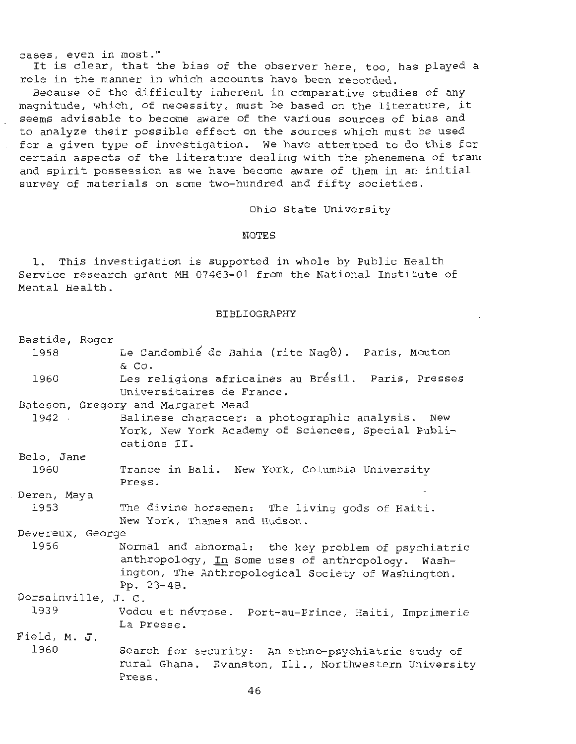cases, even in most."

It is clear, that the bias of the observer here, too, has played a role in the manner in which accounts have been recorded.

Because of the difficulty inherent in comparative studies of any magnitude, which, of necessity, must be based on the literature, it seems advisable to become aware of the various sources of bias and to analyze their possible effect on the sources which must be used for a given type of investigation. We have attemtped to do this for certain aspects of the literature dealing with the phenemena of trance and spirit possession as we have become aware of them in an initial survey of materials on some two-hundred and fifty societies.

Ohio State University

## NOTES

1. This investigation is supported in whole by Public Health Service research grant MH 07463-01 from the National Institute of Mental Health.

## BIBLIOGRAPHY

Bastide, Roger

1958 Le Candomblé de Bahia (rite Nagô). Paris, Mouton & Co.

1960 Les religions africaines au Brésil. Paris, Presses Universitaires de France.

Bateson, Gregory and Margaret Mead

1942 Balinese character: a photographic analysis. New York, New York Academy of Sciences, Special Publications II.

Belo, Jane

1960 Trance in Bali. New York, Columbia University Press.

Deren, Maya

1953 The divine horsemen: The living gods of Haiti. New York, Thames and Hudson.

Devereux, George

1956 Normal and abnormal: the key problem of psychiatric anthropology, In Some uses of anthropology. Washington, The Anthropological Society of Washington. Pp. 23-48.

Dorsainville, J. C.

1939 Vodou et névrose. Port-au-Prince, Haiti, Imprimerie La Presse.

Field, M. J.

1960 Search for security: An ethno-psychiatric study of rural Ghana. Evanston, Ill., Northwestern University Press.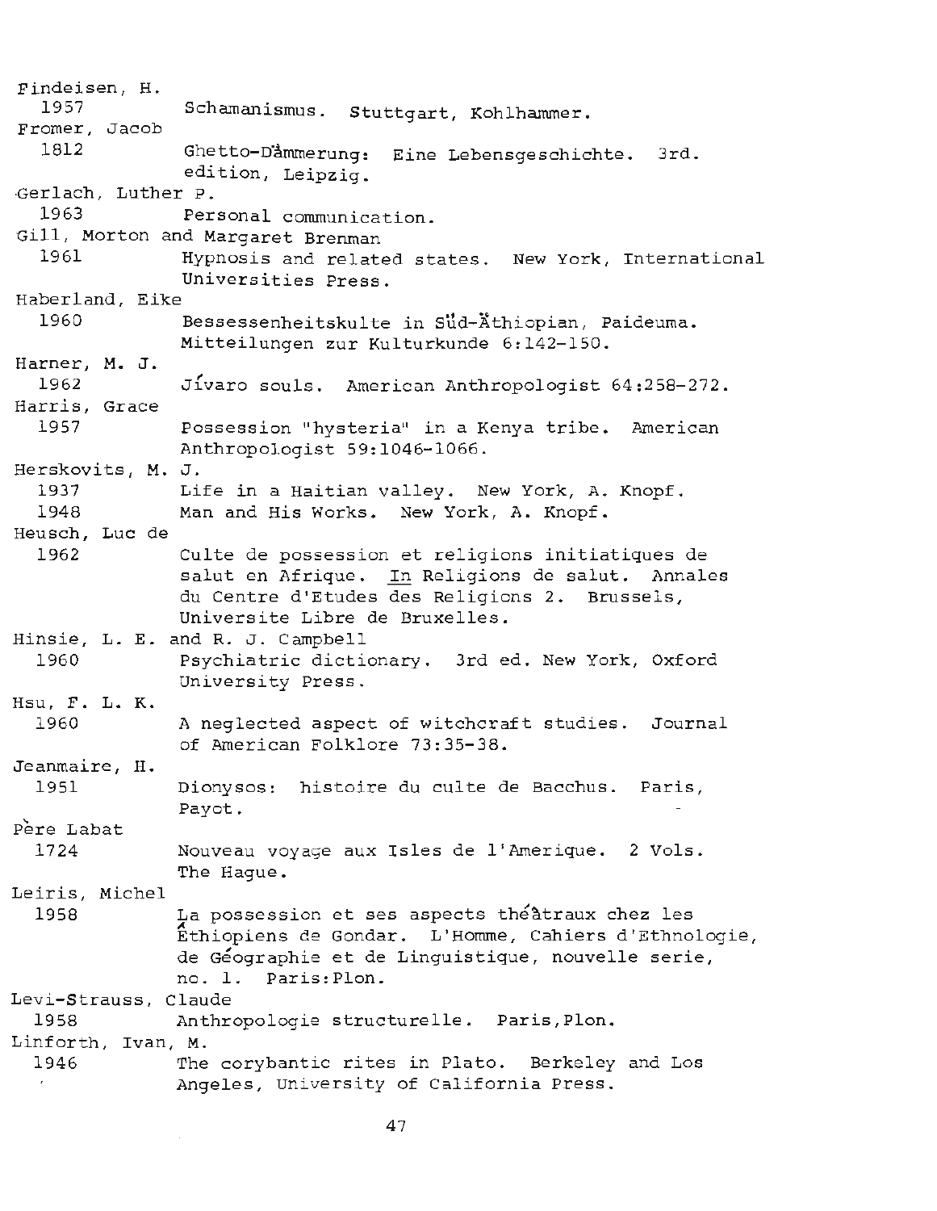Findeisen, H.
  1957 Schamanismus. Stuttgart, Kohlhammer.

Fromer, Jacob
  1812 Ghetto-Dämmerung: Eine Lebensgeschichte. 3rd. edition, Leipzig.

Gerlach, Luther P.
  1963 Personal communication.

Gill, Morton and Margaret Brenman
  1961 Hypnosis and related states. New York, International Universities Press.

Haberland, Eike
  1960 Bessessenheitskulte in Süd-Äthiopian, Paideuma. Mitteilungen zur Kulturkunde 6:142-150.

Harner, M. J.
  1962 Jívaro souls. American Anthropologist 64:258-272.

Harris, Grace
  1957 Possession "hysteria" in a Kenya tribe. American Anthropologist 59:1046-1066.

Herskovits, M. J.
  1937 Life in a Haitian valley. New York, A. Knopf.
  1948 Man and His Works. New York, A. Knopf.

Heusch, Luc de
  1962 Culte de possession et religions initiatiques de salut en Afrique. In Religions de salut. Annales du Centre d'Etudes des Religions 2. Brussels, Universite Libre de Bruxelles.

Hinsie, L. E. and R. J. Campbell
  1960 Psychiatric dictionary. 3rd ed. New York, Oxford University Press.

Hsu, F. L. K.
  1960 A neglected aspect of witchcraft studies. Journal of American Folklore 73:35-38.

Jeanmaire, H.
  1951 Dionysos: histoire du culte de Bacchus. Paris, Payot.

Père Labat
  1724 Nouveau voyage aux Isles de l'Amerique. 2 Vols. The Hague.

Leiris, Michel
  1958 La possession et ses aspects théâtraux chez les Éthiopiens de Gondar. L'Homme, Cahiers d'Ethnologie, de Géographie et de Linguistique, nouvelle serie, no. 1. Paris: Plon.

Levi-Strauss, Claude
  1958 Anthropologie structurelle. Paris, Plon.

Linforth, Ivan, M.
  1946 The corybantic rites in Plato. Berkeley and Los Angeles, University of California Press.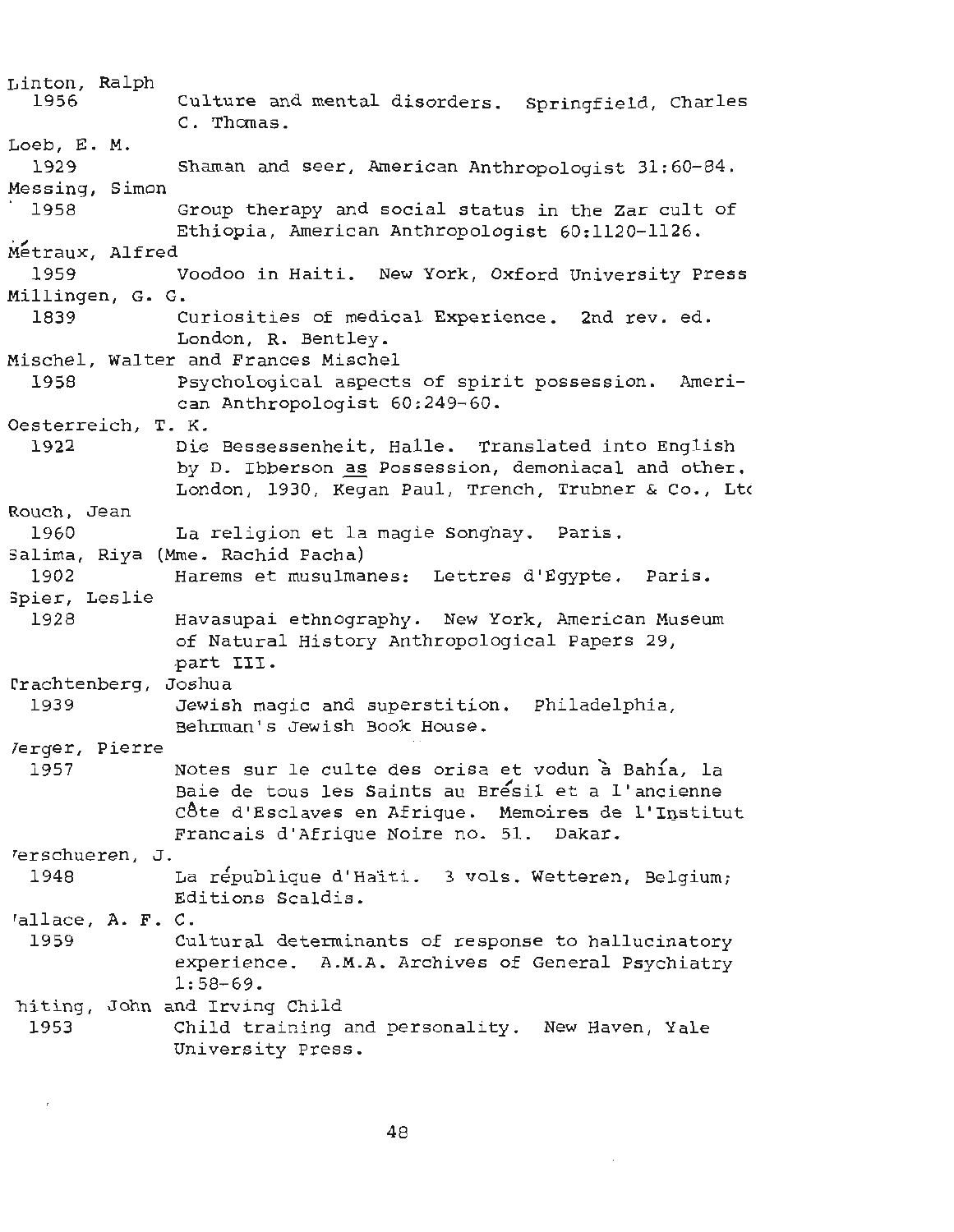Linton, Ralph
1956 Culture and mental disorders. Springfield, Charles C. Thomas.

Loeb, E. M.
1929 Shaman and seer, American Anthropologist 31:60-84.

Messing, Simon
1958 Group therapy and social status in the Zar cult of Ethiopia, American Anthropologist 60:1120-1126.

Métraux, Alfred
1959 Voodoo in Haiti. New York, Oxford University Press

Millingen, G. G.
1839 Curiosities of medical Experience. 2nd rev. ed. London, R. Bentley.

Mischel, Walter and Frances Mischel
1958 Psychological aspects of spirit possession. American Anthropologist 60:249-60.

Oesterreich, T. K.
1922 Die Bessessenheit, Halle. Translated into English by D. Ibberson as Possession, demoniacal and other. London, 1930, Kegan Paul, Trench, Trubner & Co., Ltc

Rouch, Jean
1960 La religion et la magie Songhay. Paris.

Salima, Riya (Mme. Rachid Pacha)
1902 Harems et musulmanes: Lettres d'Egypte. Paris.

Spier, Leslie
1928 Havasupai ethnography. New York, American Museum of Natural History Anthropological Papers 29, part III.

Trachtenberg, Joshua
1939 Jewish magic and superstition. Philadelphia, Behrman's Jewish Book House.

Verger, Pierre
1957 Notes sur le culte des orisa et vodun à Bahía, la Baie de tous les Saints au Brésil et a l'ancienne Côte d'Esclaves en Afrique. Memoires de l'Institut Francais d'Afrique Noire no. 51. Dakar.

Verschueren, J.
1948 La république d'Haïti. 3 vols. Wetteren, Belgium; Editions Scaldis.

Wallace, A. F. C.
1959 Cultural determinants of response to hallucinatory experience. A.M.A. Archives of General Psychiatry 1:58-69.

Whiting, John and Irving Child
1953 Child training and personality. New Haven, Yale University Press.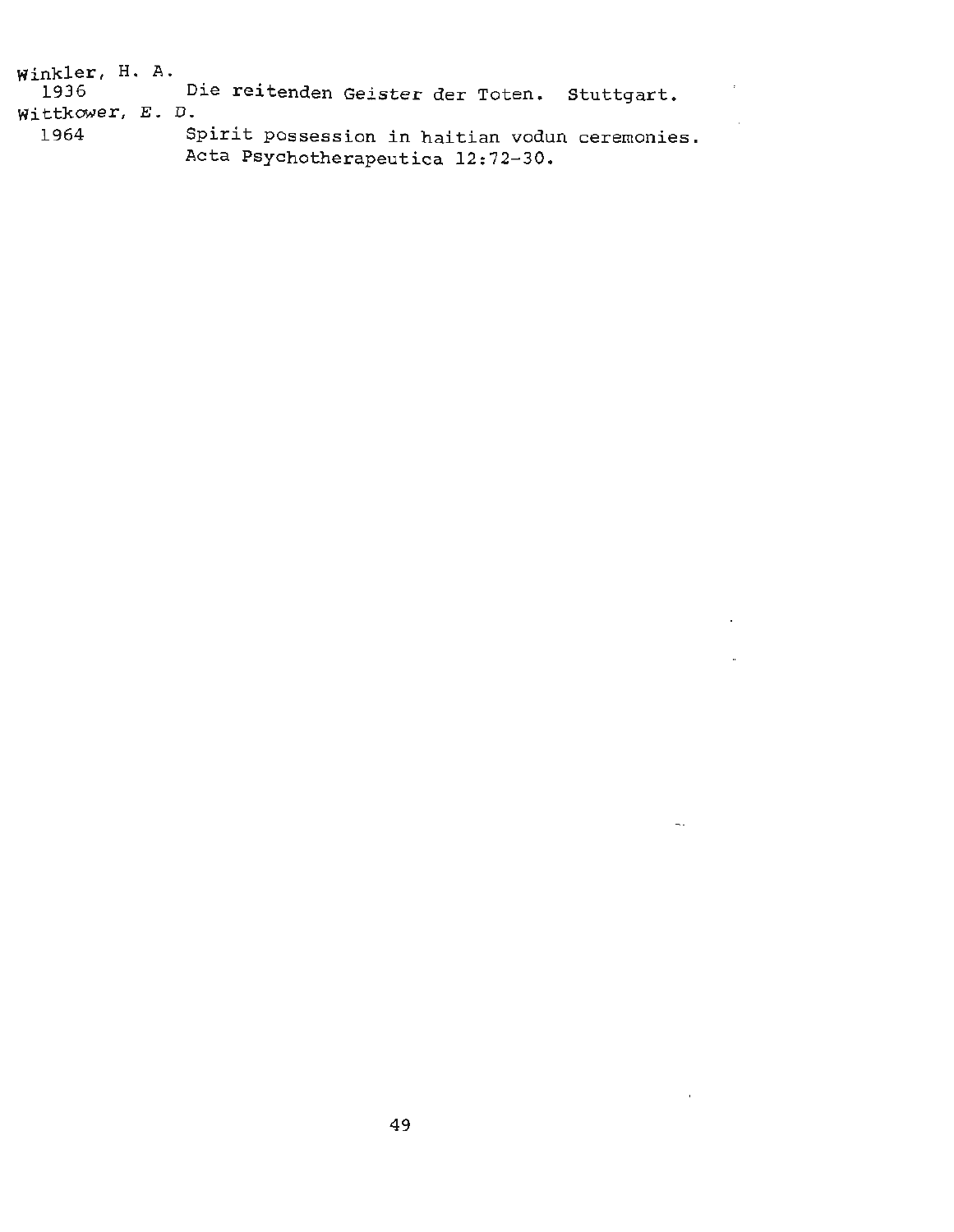Winkler, H. A.
  1936    Die reitenden Geister der Toten. Stuttgart.

Wittkower, E. D.
  1964    Spirit possession in haitian vodun ceremonies. Acta Psychotherapeutica 12:72-30.